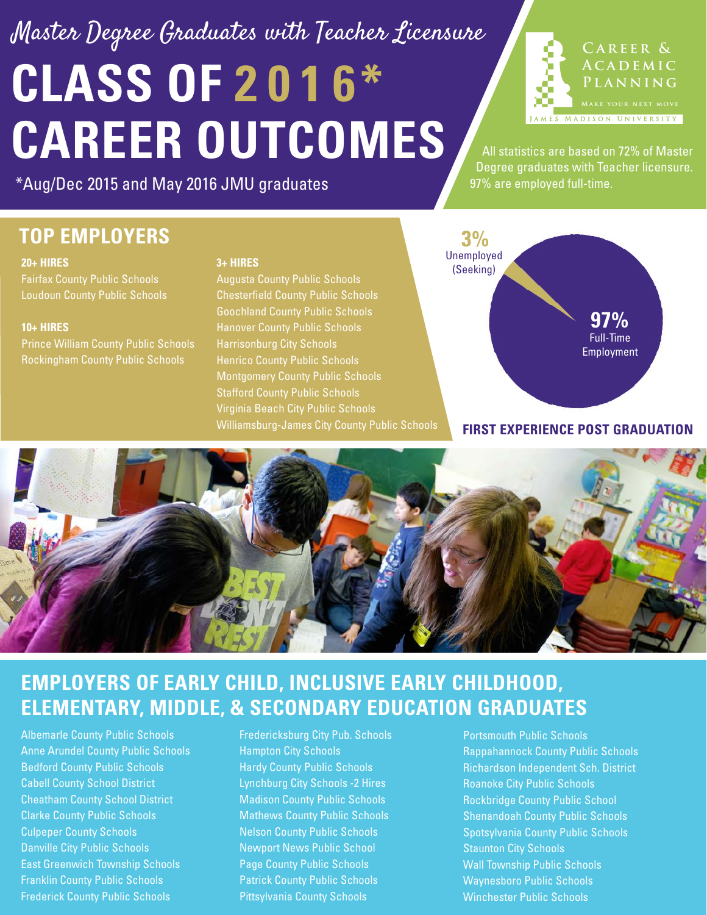*Master Degree Graduates with Teacher Licensure*

# CLASS OF 2016* CAREER OUTCOMES

*Aug/Dec 2015 and May 2016 JMU graduates

CAREER & ACADEMIC PLANNING
MAKE YOUR NEXT MOVE
JAMES MADISON UNIVERSITY

All statistics are based on 72% of Master Degree graduates with Teacher licensure. 97% are employed full-time.

## TOP EMPLOYERS

**20+ HIRES**

Fairfax County Public Schools
Loudoun County Public Schools

**10+ HIRES**

Prince William County Public Schools
Rockingham County Public Schools

**3+ HIRES**

Augusta County Public Schools
Chesterfield County Public Schools
Goochland County Public Schools
Hanover County Public Schools
Harrisonburg City Schools
Henrico County Public Schools
Montgomery County Public Schools
Stafford County Public Schools
Virginia Beach City Public Schools
Williamsburg-James City County Public Schools

**3%** Unemployed (Seeking)

**97%** Full-Time Employment

**FIRST EXPERIENCE POST GRADUATION**

## EMPLOYERS OF EARLY CHILD, INCLUSIVE EARLY CHILDHOOD, ELEMENTARY, MIDDLE, & SECONDARY EDUCATION GRADUATES

Albemarle County Public Schools
Anne Arundel County Public Schools
Bedford County Public Schools
Cabell County School District
Cheatham County School District
Clarke County Public Schools
Culpeper County Schools
Danville City Public Schools
East Greenwich Township Schools
Franklin County Public Schools
Frederick County Public Schools
Fredericksburg City Pub. Schools
Hampton City Schools
Hardy County Public Schools
Lynchburg City Schools -2 Hires
Madison County Public Schools
Mathews County Public Schools
Nelson County Public Schools
Newport News Public School
Page County Public Schools
Patrick County Public Schools
Pittsylvania County Schools
Portsmouth Public Schools
Rappahannock County Public Schools
Richardson Independent Sch. District
Roanoke City Public Schools
Rockbridge County Public School
Shenandoah County Public Schools
Spotsylvania County Public Schools
Staunton City Schools
Wall Township Public Schools
Waynesboro Public Schools
Winchester Public Schools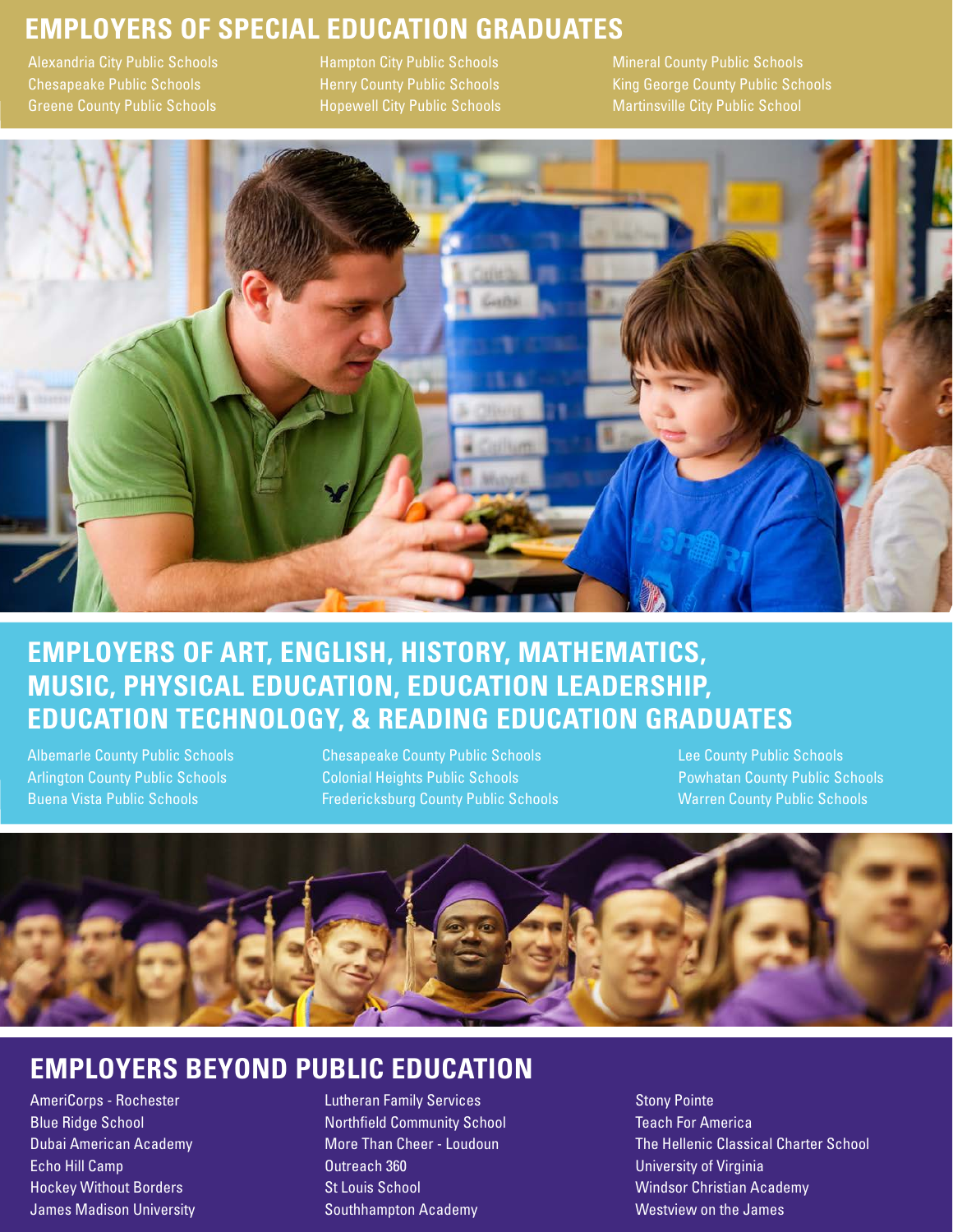## EMPLOYERS OF SPECIAL EDUCATION GRADUATES

Alexandria City Public Schools
Chesapeake Public Schools
Greene County Public Schools
Hampton City Public Schools
Henry County Public Schools
Hopewell City Public Schools
Mineral County Public Schools
King George County Public Schools
Martinsville City Public School

## EMPLOYERS OF ART, ENGLISH, HISTORY, MATHEMATICS, MUSIC, PHYSICAL EDUCATION, EDUCATION LEADERSHIP, EDUCATION TECHNOLOGY, & READING EDUCATION GRADUATES

Albemarle County Public Schools
Arlington County Public Schools
Buena Vista Public Schools
Chesapeake County Public Schools
Colonial Heights Public Schools
Fredericksburg County Public Schools
Lee County Public Schools
Powhatan County Public Schools
Warren County Public Schools

## EMPLOYERS BEYOND PUBLIC EDUCATION

AmeriCorps - Rochester
Blue Ridge School
Dubai American Academy
Echo Hill Camp
Hockey Without Borders
James Madison University
Lutheran Family Services
Northfield Community School
More Than Cheer - Loudoun
Outreach 360
St Louis School
Southhampton Academy
Stony Pointe
Teach For America
The Hellenic Classical Charter School
University of Virginia
Windsor Christian Academy
Westview on the James